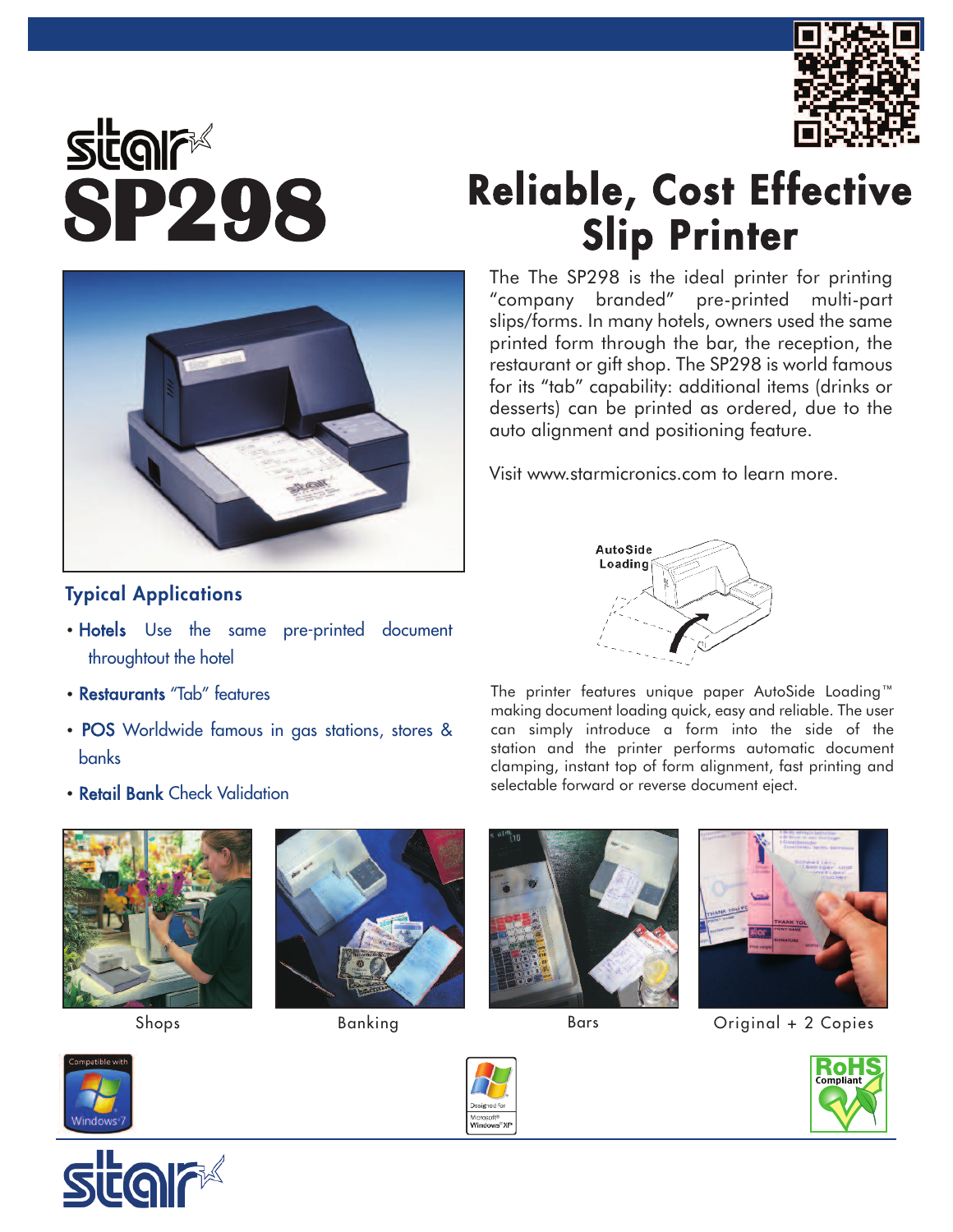# star SP298

## Reliable, Cost Effective Slip Printer

The The SP298 is the ideal printer for printing "company branded" pre-printed multi-part slips/forms. In many hotels, owners used the same printed form through the bar, the reception, the restaurant or gift shop. The SP298 is world famous for its "tab" capability: additional items (drinks or desserts) can be printed as ordered, due to the auto alignment and positioning feature.

Visit www.starmicronics.com to learn more.

### Typical Applications

- **Hotels** Use the same pre-printed document throughtout the hotel
- **Restaurants** "Tab" features
- **POS** Worldwide famous in gas stations, stores & banks
- **Retail Bank** Check Validation

AutoSide Loading

The printer features unique paper AutoSide Loading™ making document loading quick, easy and reliable. The user can simply introduce a form into the side of the station and the printer performs automatic document clamping, instant top of form alignment, fast printing and selectable forward or reverse document eject.

Shops

Banking

Bars

Original + 2 Copies

Compatible with Windows 7

Designed for Microsoft® Windows® XP

RoHS Compliant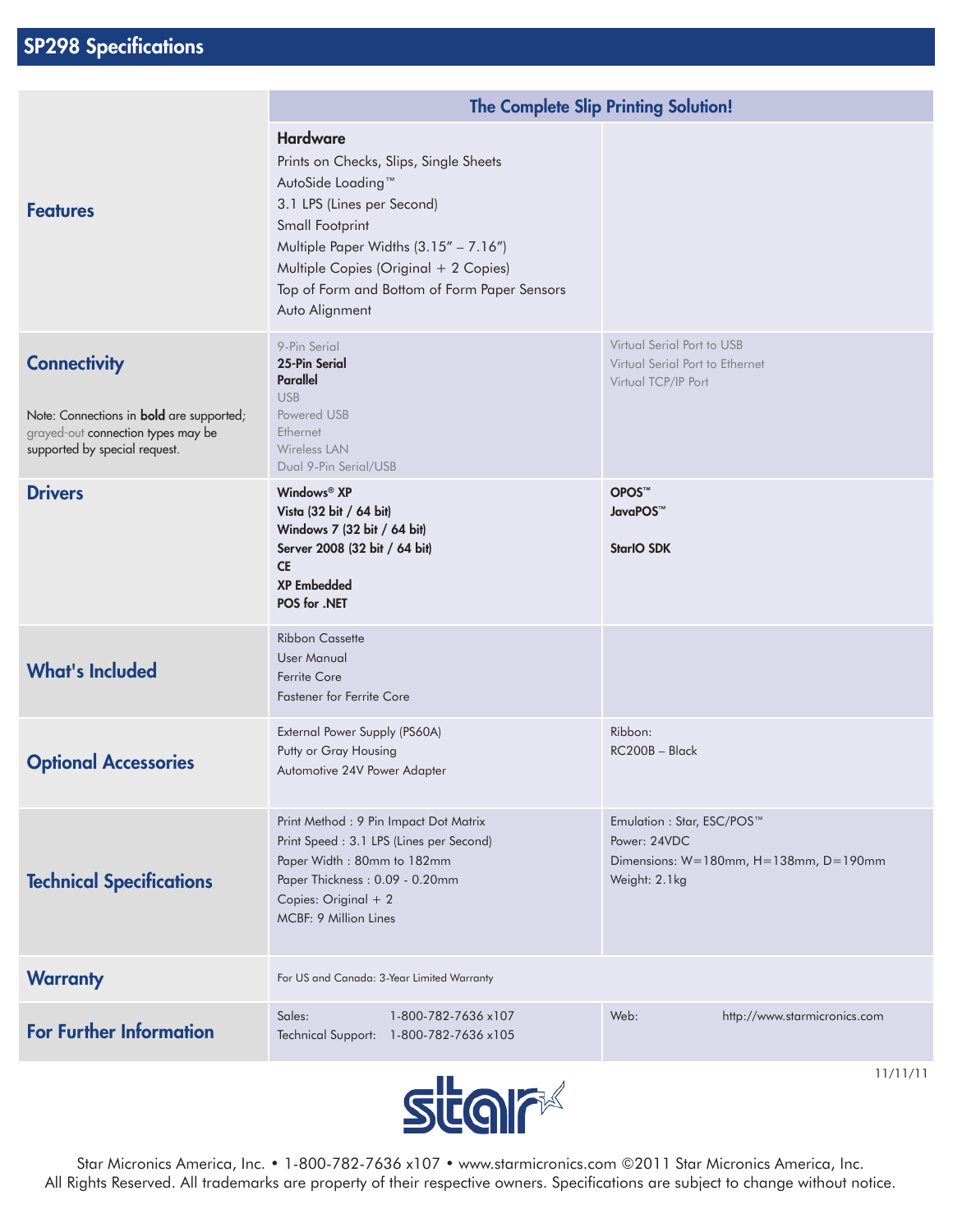## SP298 Specifications

| | The Complete Slip Printing Solution! | |
|---|---|---|
| **Features** | **Hardware**<br>Prints on Checks, Slips, Single Sheets<br>AutoSide Loading™<br>3.1 LPS (Lines per Second)<br>Small Footprint<br>Multiple Paper Widths (3.15" – 7.16")<br>Multiple Copies (Original + 2 Copies)<br>Top of Form and Bottom of Form Paper Sensors<br>Auto Alignment | |
| **Connectivity**<br>Note: Connections in **bold** are supported; grayed-out connection types may be supported by special request. | 9-Pin Serial<br>**25-Pin Serial**<br>**Parallel**<br>USB<br>Powered USB<br>Ethernet<br>Wireless LAN<br>Dual 9-Pin Serial/USB | Virtual Serial Port to USB<br>Virtual Serial Port to Ethernet<br>Virtual TCP/IP Port |
| **Drivers** | **Windows® XP**<br>**Vista (32 bit / 64 bit)**<br>**Windows 7 (32 bit / 64 bit)**<br>**Server 2008 (32 bit / 64 bit)**<br>**CE**<br>**XP Embedded**<br>**POS for .NET** | **OPOS™**<br>**JavaPOS™**<br><br>**StarIO SDK** |
| **What's Included** | Ribbon Cassette<br>User Manual<br>Ferrite Core<br>Fastener for Ferrite Core | |
| **Optional Accessories** | External Power Supply (PS60A)<br>Putty or Gray Housing<br>Automotive 24V Power Adapter | Ribbon:<br>RC200B – Black |
| **Technical Specifications** | Print Method : 9 Pin Impact Dot Matrix<br>Print Speed : 3.1 LPS (Lines per Second)<br>Paper Width : 80mm to 182mm<br>Paper Thickness : 0.09 - 0.20mm<br>Copies: Original + 2<br>MCBF: 9 Million Lines | Emulation : Star, ESC/POS™<br>Power: 24VDC<br>Dimensions: W=180mm, H=138mm, D=190mm<br>Weight: 2.1kg |
| **Warranty** | For US and Canada: 3-Year Limited Warranty | |
| **For Further Information** | Sales: 1-800-782-7636 x107<br>Technical Support: 1-800-782-7636 x105 | Web: http://www.starmicronics.com |

11/11/11

Star Micronics America, Inc. • 1-800-782-7636 x107 • www.starmicronics.com ©2011 Star Micronics America, Inc.
All Rights Reserved. All trademarks are property of their respective owners. Specifications are subject to change without notice.